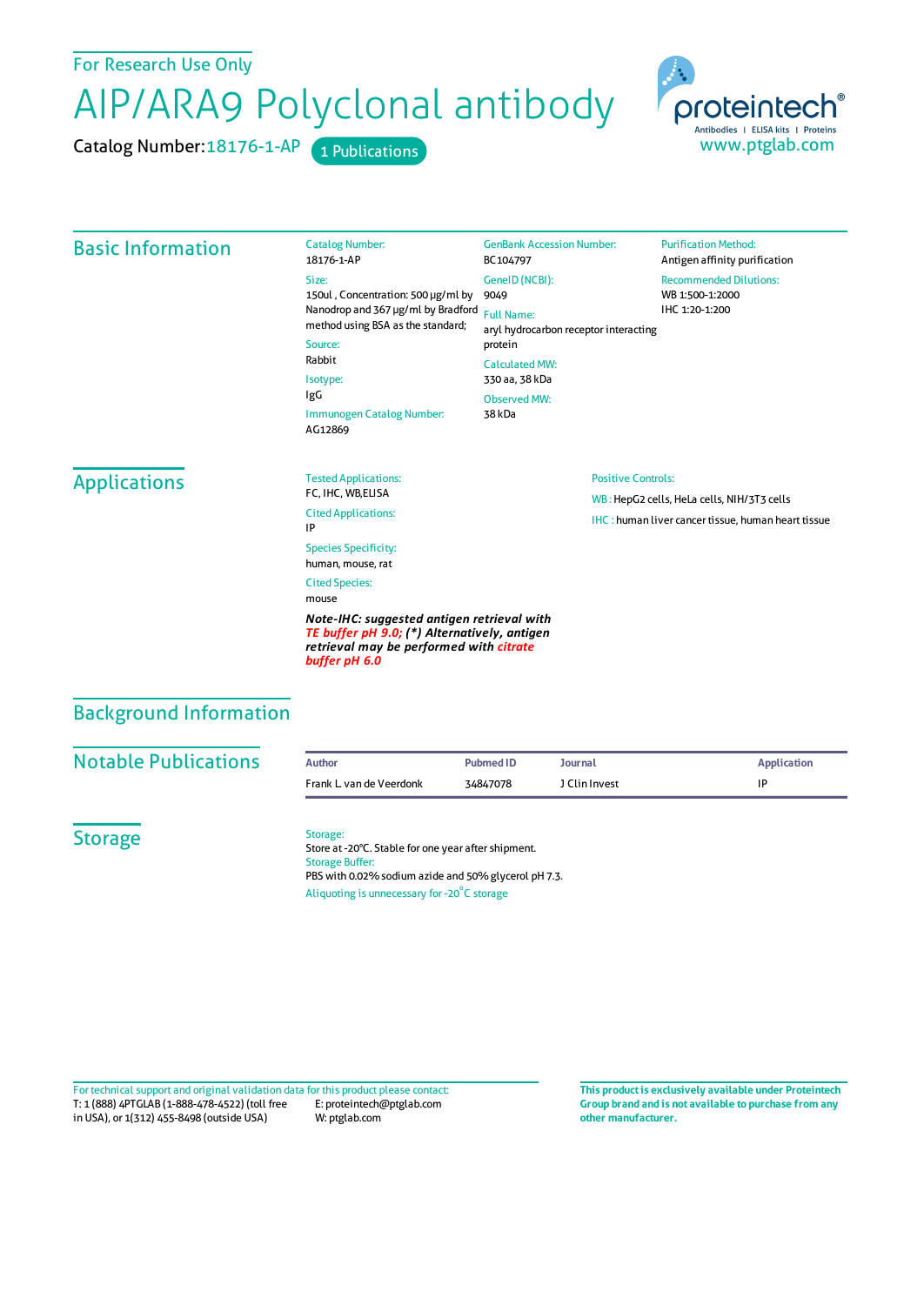For Research Use Only

# AIP/ARA9 Polyclonal antibody

Catalog Number: 18176-1-AP  1 Publications

proteintech®
Antibodies | ELISA kits | Proteins
www.ptglab.com

## Basic Information

**Catalog Number:**
18176-1-AP

**Size:**
150ul , Concentration: 500 μg/ml by Nanodrop and 367 μg/ml by Bradford method using BSA as the standard;

**Source:**
Rabbit

**Isotype:**
IgG

**Immunogen Catalog Number:**
AG12869

**GenBank Accession Number:**
BC104797

**GeneID (NCBI):**
9049

**Full Name:**
aryl hydrocarbon receptor interacting protein

**Calculated MW:**
330 aa, 38 kDa

**Observed MW:**
38 kDa

**Purification Method:**
Antigen affinity purification

**Recommended Dilutions:**
WB 1:500-1:2000
IHC 1:20-1:200

## Applications

**Tested Applications:**
FC, IHC, WB,ELISA

**Cited Applications:**
IP

**Species Specificity:**
human, mouse, rat

**Cited Species:**
mouse

***Note-IHC: suggested antigen retrieval with TE buffer pH 9.0; (\*) Alternatively, antigen retrieval may be performed with citrate buffer pH 6.0***

**Positive Controls:**

WB : HepG2 cells, HeLa cells, NIH/3T3 cells

IHC : human liver cancer tissue, human heart tissue

## Background Information

## Notable Publications

| Author | Pubmed ID | Journal | Application |
|---|---|---|---|
| Frank L van de Veerdonk | 34847078 | J Clin Invest | IP |

## Storage

**Storage:**
Store at -20°C. Stable for one year after shipment.

**Storage Buffer:**
PBS with 0.02% sodium azide and 50% glycerol pH 7.3.

Aliquoting is unnecessary for -20°C storage

For technical support and original validation data for this product please contact:
T: 1 (888) 4PTGLAB (1-888-478-4522) (toll free in USA), or 1(312) 455-8498 (outside USA)
E: proteintech@ptglab.com
W: ptglab.com

**This product is exclusively available under Proteintech Group brand and is not available to purchase from any other manufacturer.**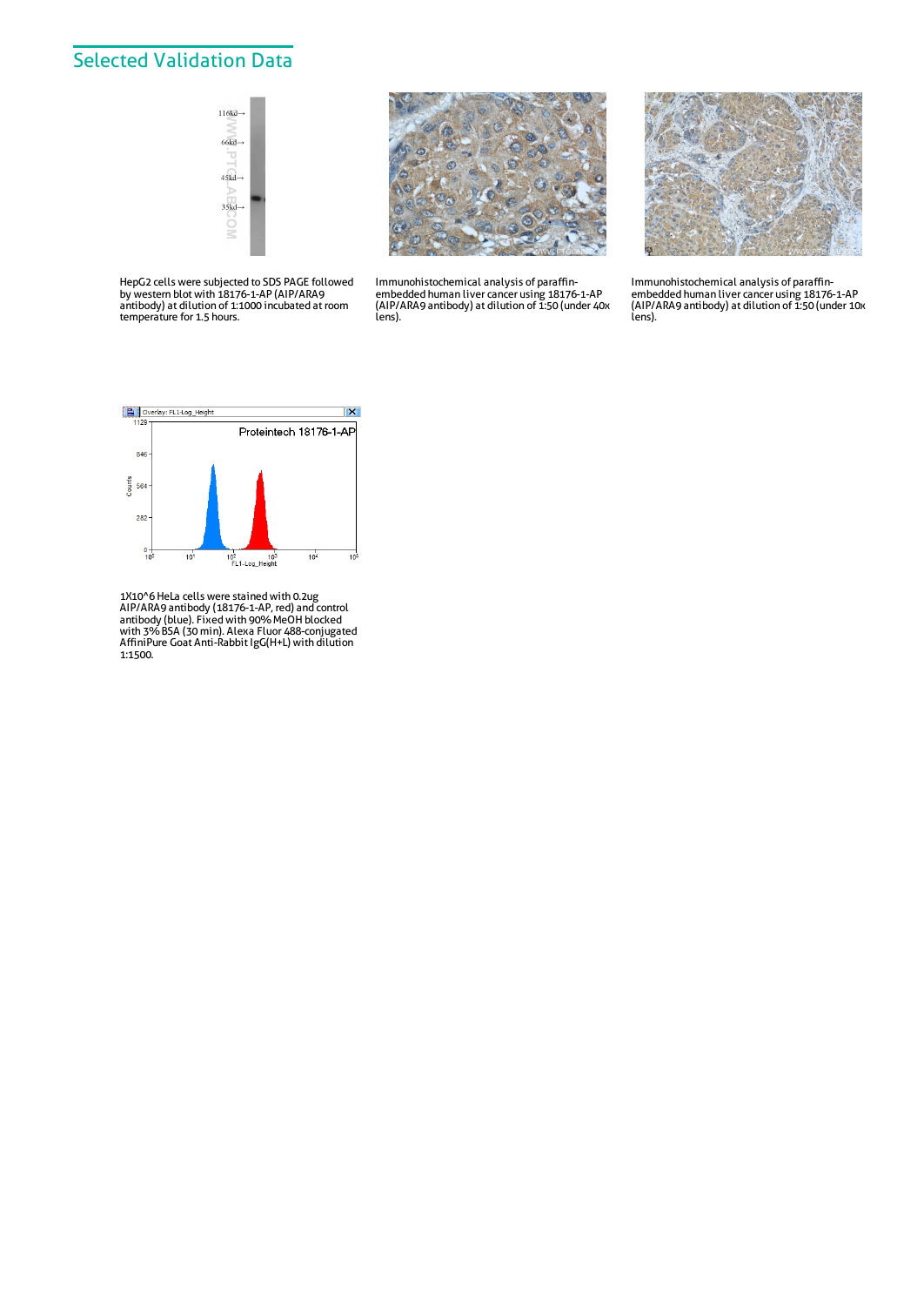## Selected Validation Data

116kd→
66kd→
45kd→
35kd→

HepG2 cells were subjected to SDS PAGE followed by western blot with 18176-1-AP (AIP/ARA9 antibody) at dilution of 1:1000 incubated at room temperature for 1.5 hours.

Immunohistochemical analysis of paraffin-embedded human liver cancer using 18176-1-AP (AIP/ARA9 antibody) at dilution of 1:50 (under 40x lens).

Immunohistochemical analysis of paraffin-embedded human liver cancer using 18176-1-AP (AIP/ARA9 antibody) at dilution of 1:50 (under 10x lens).

Overlay: FL1-Log_Height

Proteintech 18176-1-AP

1129
846
564
282
0

Counts

$10^0$ $10^1$ $10^2$ $10^3$ $10^4$ $10^5$

FL1-Log_Height

1X10^6 HeLa cells were stained with 0.2ug AIP/ARA9 antibody (18176-1-AP, red) and control antibody (blue). Fixed with 90% MeOH blocked with 3% BSA (30 min). Alexa Fluor 488-conjugated AffiniPure Goat Anti-Rabbit IgG(H+L) with dilution 1:1500.